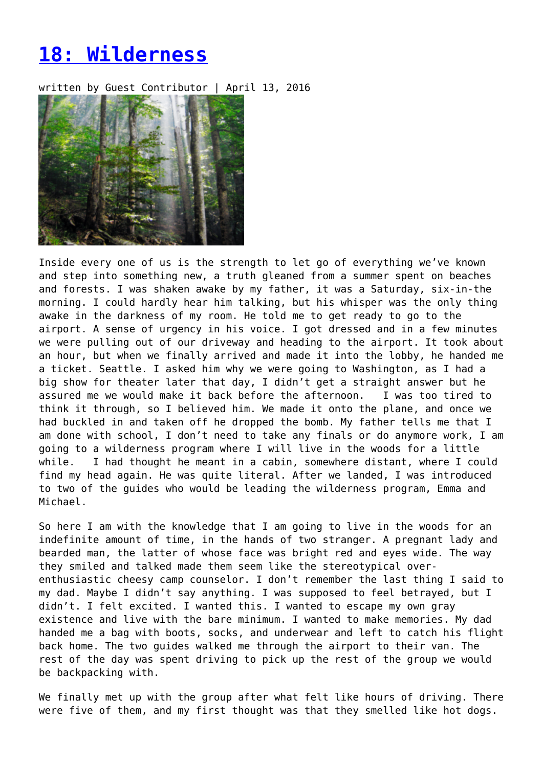# [18: Wilderness]

written by Guest Contributor | April 13, 2016

Inside every one of us is the strength to let go of everything we've known and step into something new, a truth gleaned from a summer spent on beaches and forests. I was shaken awake by my father, it was a Saturday, six-in-the morning. I could hardly hear him talking, but his whisper was the only thing awake in the darkness of my room. He told me to get ready to go to the airport. A sense of urgency in his voice. I got dressed and in a few minutes we were pulling out of our driveway and heading to the airport. It took about an hour, but when we finally arrived and made it into the lobby, he handed me a ticket. Seattle. I asked him why we were going to Washington, as I had a big show for theater later that day, I didn't get a straight answer but he assured me we would make it back before the afternoon.  I was too tired to think it through, so I believed him. We made it onto the plane, and once we had buckled in and taken off he dropped the bomb. My father tells me that I am done with school, I don't need to take any finals or do anymore work, I am going to a wilderness program where I will live in the woods for a little while.  I had thought he meant in a cabin, somewhere distant, where I could find my head again. He was quite literal. After we landed, I was introduced to two of the guides who would be leading the wilderness program, Emma and Michael.

So here I am with the knowledge that I am going to live in the woods for an indefinite amount of time, in the hands of two stranger. A pregnant lady and bearded man, the latter of whose face was bright red and eyes wide. The way they smiled and talked made them seem like the stereotypical over-enthusiastic cheesy camp counselor. I don't remember the last thing I said to my dad. Maybe I didn't say anything. I was supposed to feel betrayed, but I didn't. I felt excited. I wanted this. I wanted to escape my own gray existence and live with the bare minimum. I wanted to make memories. My dad handed me a bag with boots, socks, and underwear and left to catch his flight back home. The two guides walked me through the airport to their van. The rest of the day was spent driving to pick up the rest of the group we would be backpacking with.

We finally met up with the group after what felt like hours of driving. There were five of them, and my first thought was that they smelled like hot dogs.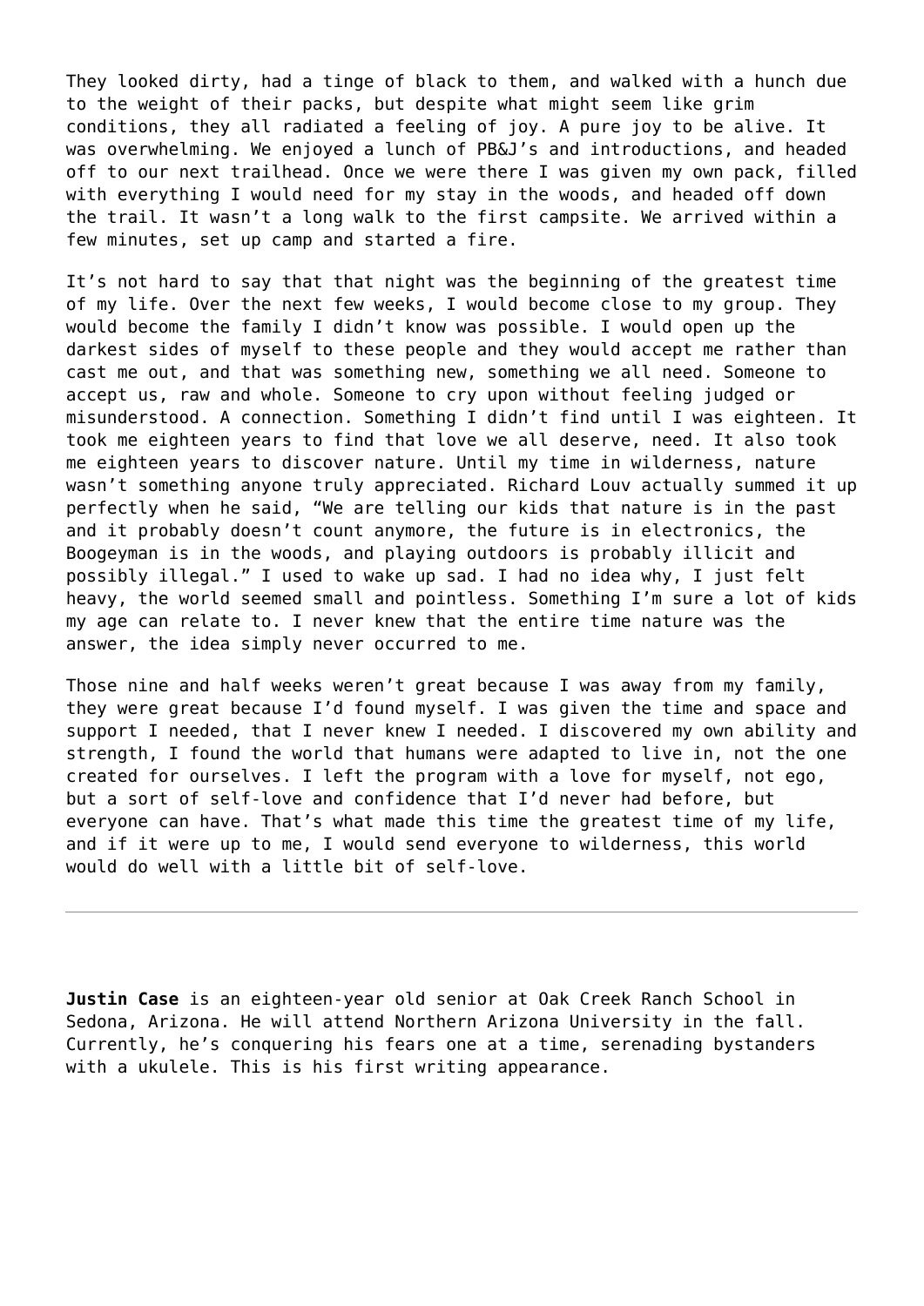They looked dirty, had a tinge of black to them, and walked with a hunch due to the weight of their packs, but despite what might seem like grim conditions, they all radiated a feeling of joy. A pure joy to be alive. It was overwhelming. We enjoyed a lunch of PB&J's and introductions, and headed off to our next trailhead. Once we were there I was given my own pack, filled with everything I would need for my stay in the woods, and headed off down the trail. It wasn't a long walk to the first campsite. We arrived within a few minutes, set up camp and started a fire.

It's not hard to say that that night was the beginning of the greatest time of my life. Over the next few weeks, I would become close to my group. They would become the family I didn't know was possible. I would open up the darkest sides of myself to these people and they would accept me rather than cast me out, and that was something new, something we all need. Someone to accept us, raw and whole. Someone to cry upon without feeling judged or misunderstood. A connection. Something I didn't find until I was eighteen. It took me eighteen years to find that love we all deserve, need. It also took me eighteen years to discover nature. Until my time in wilderness, nature wasn't something anyone truly appreciated. Richard Louv actually summed it up perfectly when he said, "We are telling our kids that nature is in the past and it probably doesn't count anymore, the future is in electronics, the Boogeyman is in the woods, and playing outdoors is probably illicit and possibly illegal." I used to wake up sad. I had no idea why, I just felt heavy, the world seemed small and pointless. Something I'm sure a lot of kids my age can relate to. I never knew that the entire time nature was the answer, the idea simply never occurred to me.

Those nine and half weeks weren't great because I was away from my family, they were great because I'd found myself. I was given the time and space and support I needed, that I never knew I needed. I discovered my own ability and strength, I found the world that humans were adapted to live in, not the one created for ourselves. I left the program with a love for myself, not ego, but a sort of self-love and confidence that I'd never had before, but everyone can have. That's what made this time the greatest time of my life, and if it were up to me, I would send everyone to wilderness, this world would do well with a little bit of self-love.

---

**Justin Case** is an eighteen-year old senior at Oak Creek Ranch School in Sedona, Arizona. He will attend Northern Arizona University in the fall. Currently, he's conquering his fears one at a time, serenading bystanders with a ukulele. This is his first writing appearance.